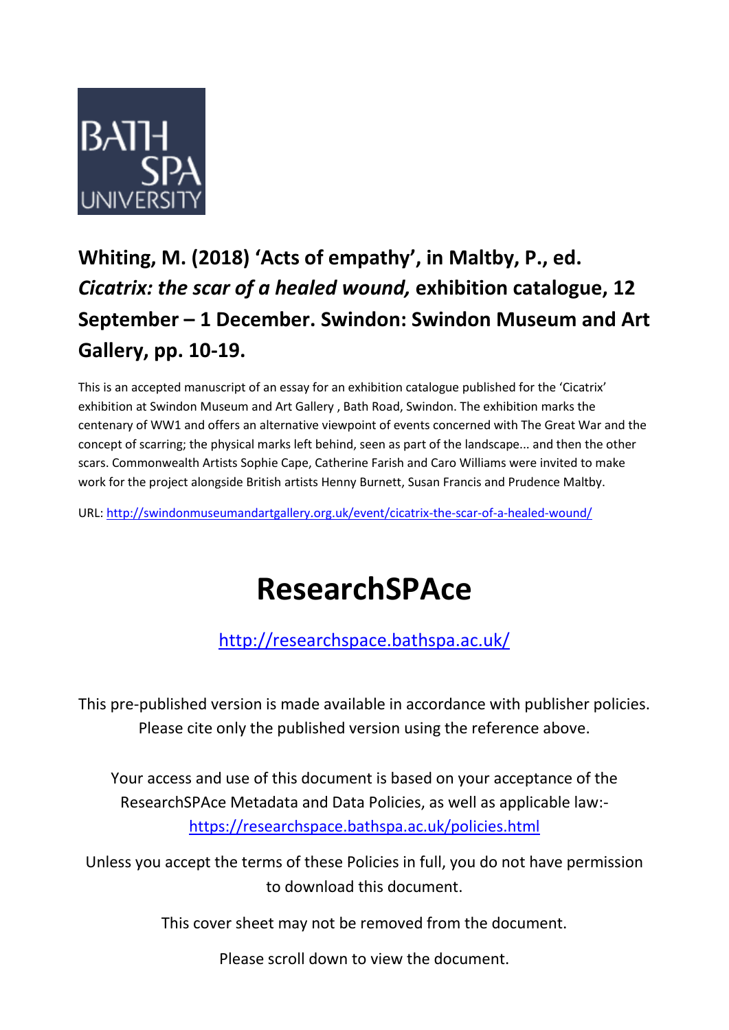BATH SPA UNIVERSITY

**Whiting, M. (2018) 'Acts of empathy', in Maltby, P., ed. *Cicatrix: the scar of a healed wound,* exhibition catalogue, 12 September – 1 December. Swindon: Swindon Museum and Art Gallery, pp. 10-19.**

This is an accepted manuscript of an essay for an exhibition catalogue published for the 'Cicatrix' exhibition at Swindon Museum and Art Gallery , Bath Road, Swindon. The exhibition marks the centenary of WW1 and offers an alternative viewpoint of events concerned with The Great War and the concept of scarring; the physical marks left behind, seen as part of the landscape... and then the other scars. Commonwealth Artists Sophie Cape, Catherine Farish and Caro Williams were invited to make work for the project alongside British artists Henny Burnett, Susan Francis and Prudence Maltby.

URL: http://swindonmuseumandartgallery.org.uk/event/cicatrix-the-scar-of-a-healed-wound/

# ResearchSPAce

http://researchspace.bathspa.ac.uk/

This pre-published version is made available in accordance with publisher policies. Please cite only the published version using the reference above.

Your access and use of this document is based on your acceptance of the ResearchSPAce Metadata and Data Policies, as well as applicable law:- https://researchspace.bathspa.ac.uk/policies.html

Unless you accept the terms of these Policies in full, you do not have permission to download this document.

This cover sheet may not be removed from the document.

Please scroll down to view the document.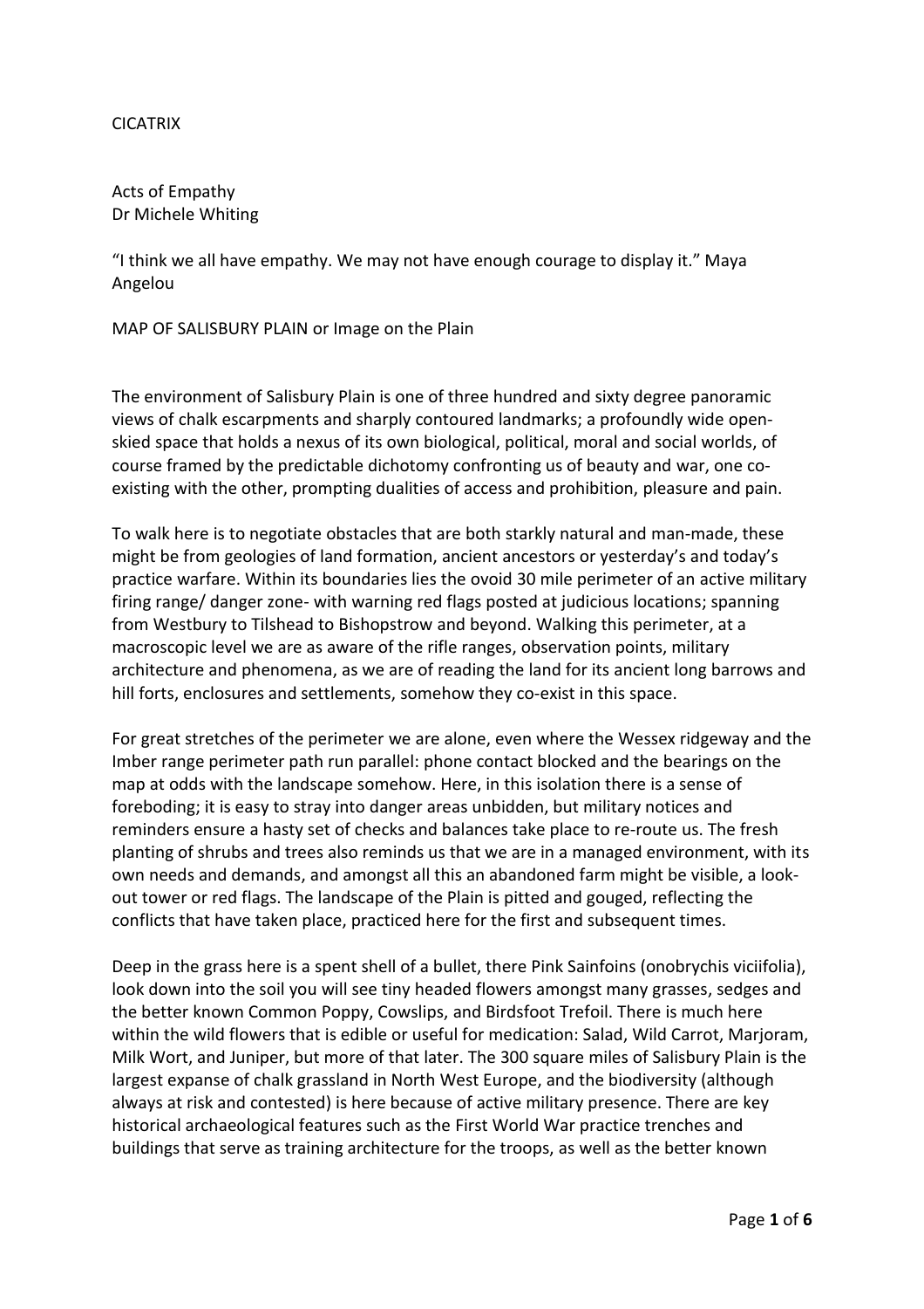CICATRIX

Acts of Empathy
Dr Michele Whiting

"I think we all have empathy. We may not have enough courage to display it." Maya Angelou

MAP OF SALISBURY PLAIN or Image on the Plain

The environment of Salisbury Plain is one of three hundred and sixty degree panoramic views of chalk escarpments and sharply contoured landmarks; a profoundly wide open-skied space that holds a nexus of its own biological, political, moral and social worlds, of course framed by the predictable dichotomy confronting us of beauty and war, one co-existing with the other, prompting dualities of access and prohibition, pleasure and pain.

To walk here is to negotiate obstacles that are both starkly natural and man-made, these might be from geologies of land formation, ancient ancestors or yesterday's and today's practice warfare. Within its boundaries lies the ovoid 30 mile perimeter of an active military firing range/ danger zone- with warning red flags posted at judicious locations; spanning from Westbury to Tilshead to Bishopstrow and beyond. Walking this perimeter, at a macroscopic level we are as aware of the rifle ranges, observation points, military architecture and phenomena, as we are of reading the land for its ancient long barrows and hill forts, enclosures and settlements, somehow they co-exist in this space.

For great stretches of the perimeter we are alone, even where the Wessex ridgeway and the Imber range perimeter path run parallel: phone contact blocked and the bearings on the map at odds with the landscape somehow. Here, in this isolation there is a sense of foreboding; it is easy to stray into danger areas unbidden, but military notices and reminders ensure a hasty set of checks and balances take place to re-route us. The fresh planting of shrubs and trees also reminds us that we are in a managed environment, with its own needs and demands, and amongst all this an abandoned farm might be visible, a look-out tower or red flags. The landscape of the Plain is pitted and gouged, reflecting the conflicts that have taken place, practiced here for the first and subsequent times.

Deep in the grass here is a spent shell of a bullet, there Pink Sainfoins (onobrychis viciifolia), look down into the soil you will see tiny headed flowers amongst many grasses, sedges and the better known Common Poppy, Cowslips, and Birdsfoot Trefoil. There is much here within the wild flowers that is edible or useful for medication: Salad, Wild Carrot, Marjoram, Milk Wort, and Juniper, but more of that later. The 300 square miles of Salisbury Plain is the largest expanse of chalk grassland in North West Europe, and the biodiversity (although always at risk and contested) is here because of active military presence. There are key historical archaeological features such as the First World War practice trenches and buildings that serve as training architecture for the troops, as well as the better known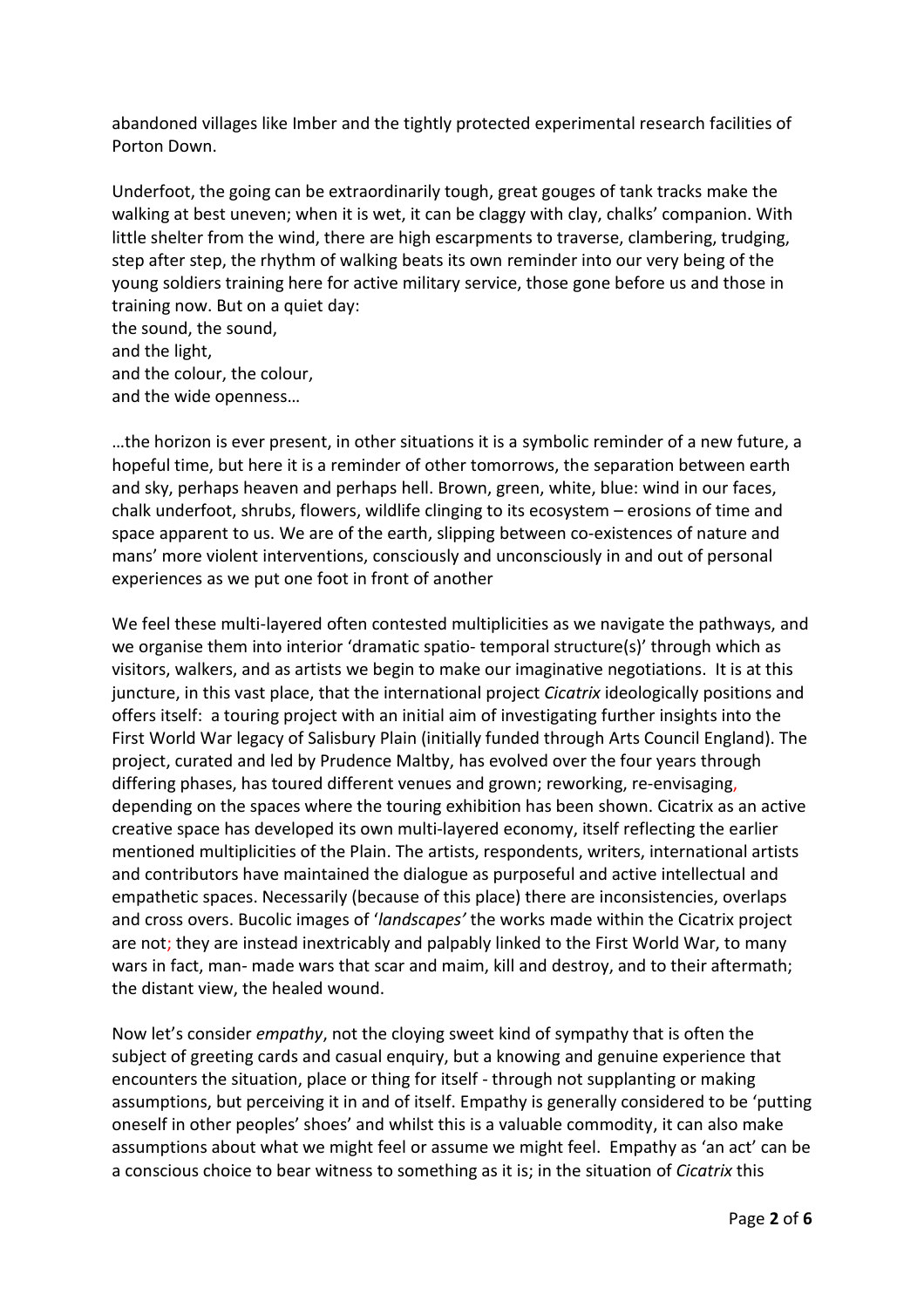abandoned villages like Imber and the tightly protected experimental research facilities of Porton Down.

Underfoot, the going can be extraordinarily tough, great gouges of tank tracks make the walking at best uneven; when it is wet, it can be claggy with clay, chalks' companion. With little shelter from the wind, there are high escarpments to traverse, clambering, trudging, step after step, the rhythm of walking beats its own reminder into our very being of the young soldiers training here for active military service, those gone before us and those in training now. But on a quiet day:
the sound, the sound,
and the light,
and the colour, the colour,
and the wide openness…

…the horizon is ever present, in other situations it is a symbolic reminder of a new future, a hopeful time, but here it is a reminder of other tomorrows, the separation between earth and sky, perhaps heaven and perhaps hell. Brown, green, white, blue: wind in our faces, chalk underfoot, shrubs, flowers, wildlife clinging to its ecosystem – erosions of time and space apparent to us. We are of the earth, slipping between co-existences of nature and mans' more violent interventions, consciously and unconsciously in and out of personal experiences as we put one foot in front of another

We feel these multi-layered often contested multiplicities as we navigate the pathways, and we organise them into interior 'dramatic spatio- temporal structure(s)' through which as visitors, walkers, and as artists we begin to make our imaginative negotiations. It is at this juncture, in this vast place, that the international project *Cicatrix* ideologically positions and offers itself: a touring project with an initial aim of investigating further insights into the First World War legacy of Salisbury Plain (initially funded through Arts Council England). The project, curated and led by Prudence Maltby, has evolved over the four years through differing phases, has toured different venues and grown; reworking, re-envisaging, depending on the spaces where the touring exhibition has been shown. Cicatrix as an active creative space has developed its own multi-layered economy, itself reflecting the earlier mentioned multiplicities of the Plain. The artists, respondents, writers, international artists and contributors have maintained the dialogue as purposeful and active intellectual and empathetic spaces. Necessarily (because of this place) there are inconsistencies, overlaps and cross overs. Bucolic images of '*landscapes'* the works made within the Cicatrix project are not; they are instead inextricably and palpably linked to the First World War, to many wars in fact, man- made wars that scar and maim, kill and destroy, and to their aftermath; the distant view, the healed wound.

Now let's consider *empathy*, not the cloying sweet kind of sympathy that is often the subject of greeting cards and casual enquiry, but a knowing and genuine experience that encounters the situation, place or thing for itself - through not supplanting or making assumptions, but perceiving it in and of itself. Empathy is generally considered to be 'putting oneself in other peoples' shoes' and whilst this is a valuable commodity, it can also make assumptions about what we might feel or assume we might feel. Empathy as 'an act' can be a conscious choice to bear witness to something as it is; in the situation of *Cicatrix* this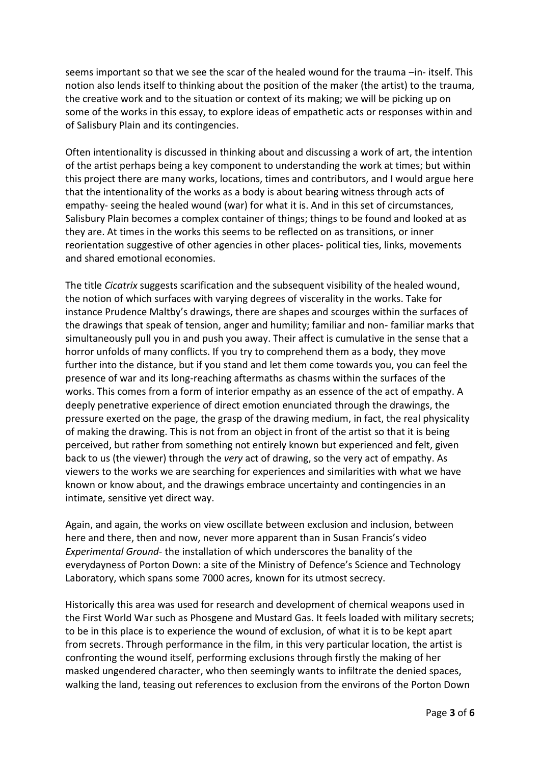seems important so that we see the scar of the healed wound for the trauma –in- itself. This notion also lends itself to thinking about the position of the maker (the artist) to the trauma, the creative work and to the situation or context of its making; we will be picking up on some of the works in this essay, to explore ideas of empathetic acts or responses within and of Salisbury Plain and its contingencies.

Often intentionality is discussed in thinking about and discussing a work of art, the intention of the artist perhaps being a key component to understanding the work at times; but within this project there are many works, locations, times and contributors, and I would argue here that the intentionality of the works as a body is about bearing witness through acts of empathy- seeing the healed wound (war) for what it is. And in this set of circumstances, Salisbury Plain becomes a complex container of things; things to be found and looked at as they are. At times in the works this seems to be reflected on as transitions, or inner reorientation suggestive of other agencies in other places- political ties, links, movements and shared emotional economies.

The title *Cicatrix* suggests scarification and the subsequent visibility of the healed wound, the notion of which surfaces with varying degrees of viscerality in the works. Take for instance Prudence Maltby's drawings, there are shapes and scourges within the surfaces of the drawings that speak of tension, anger and humility; familiar and non- familiar marks that simultaneously pull you in and push you away. Their affect is cumulative in the sense that a horror unfolds of many conflicts. If you try to comprehend them as a body, they move further into the distance, but if you stand and let them come towards you, you can feel the presence of war and its long-reaching aftermaths as chasms within the surfaces of the works. This comes from a form of interior empathy as an essence of the act of empathy. A deeply penetrative experience of direct emotion enunciated through the drawings, the pressure exerted on the page, the grasp of the drawing medium, in fact, the real physicality of making the drawing. This is not from an object in front of the artist so that it is being perceived, but rather from something not entirely known but experienced and felt, given back to us (the viewer) through the *very* act of drawing, so the very act of empathy. As viewers to the works we are searching for experiences and similarities with what we have known or know about, and the drawings embrace uncertainty and contingencies in an intimate, sensitive yet direct way.

Again, and again, the works on view oscillate between exclusion and inclusion, between here and there, then and now, never more apparent than in Susan Francis's video *Experimental Ground*- the installation of which underscores the banality of the everydayness of Porton Down: a site of the Ministry of Defence's Science and Technology Laboratory, which spans some 7000 acres, known for its utmost secrecy.

Historically this area was used for research and development of chemical weapons used in the First World War such as Phosgene and Mustard Gas. It feels loaded with military secrets; to be in this place is to experience the wound of exclusion, of what it is to be kept apart from secrets. Through performance in the film, in this very particular location, the artist is confronting the wound itself, performing exclusions through firstly the making of her masked ungendered character, who then seemingly wants to infiltrate the denied spaces, walking the land, teasing out references to exclusion from the environs of the Porton Down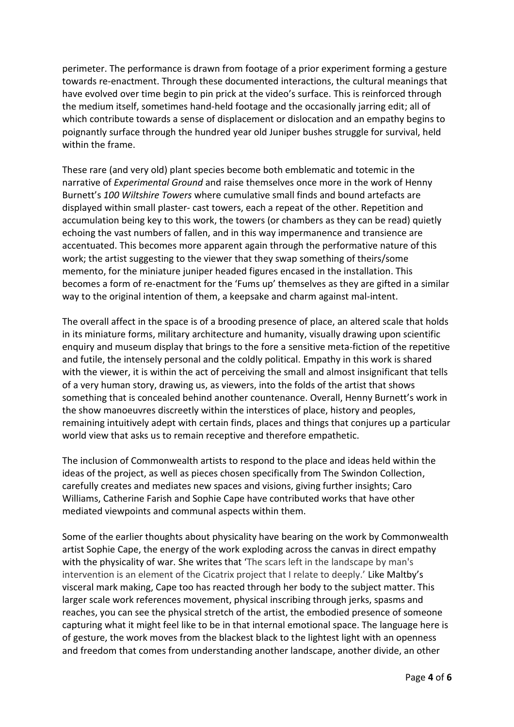perimeter. The performance is drawn from footage of a prior experiment forming a gesture towards re-enactment. Through these documented interactions, the cultural meanings that have evolved over time begin to pin prick at the video's surface. This is reinforced through the medium itself, sometimes hand-held footage and the occasionally jarring edit; all of which contribute towards a sense of displacement or dislocation and an empathy begins to poignantly surface through the hundred year old Juniper bushes struggle for survival, held within the frame.

These rare (and very old) plant species become both emblematic and totemic in the narrative of *Experimental Ground* and raise themselves once more in the work of Henny Burnett's *100 Wiltshire Towers* where cumulative small finds and bound artefacts are displayed within small plaster- cast towers, each a repeat of the other. Repetition and accumulation being key to this work, the towers (or chambers as they can be read) quietly echoing the vast numbers of fallen, and in this way impermanence and transience are accentuated. This becomes more apparent again through the performative nature of this work; the artist suggesting to the viewer that they swap something of theirs/some memento, for the miniature juniper headed figures encased in the installation. This becomes a form of re-enactment for the 'Fums up' themselves as they are gifted in a similar way to the original intention of them, a keepsake and charm against mal-intent.

The overall affect in the space is of a brooding presence of place, an altered scale that holds in its miniature forms, military architecture and humanity, visually drawing upon scientific enquiry and museum display that brings to the fore a sensitive meta-fiction of the repetitive and futile, the intensely personal and the coldly political. Empathy in this work is shared with the viewer, it is within the act of perceiving the small and almost insignificant that tells of a very human story, drawing us, as viewers, into the folds of the artist that shows something that is concealed behind another countenance. Overall, Henny Burnett's work in the show manoeuvres discreetly within the interstices of place, history and peoples, remaining intuitively adept with certain finds, places and things that conjures up a particular world view that asks us to remain receptive and therefore empathetic.

The inclusion of Commonwealth artists to respond to the place and ideas held within the ideas of the project, as well as pieces chosen specifically from The Swindon Collection, carefully creates and mediates new spaces and visions, giving further insights; Caro Williams, Catherine Farish and Sophie Cape have contributed works that have other mediated viewpoints and communal aspects within them.

Some of the earlier thoughts about physicality have bearing on the work by Commonwealth artist Sophie Cape, the energy of the work exploding across the canvas in direct empathy with the physicality of war. She writes that 'The scars left in the landscape by man's intervention is an element of the Cicatrix project that I relate to deeply.' Like Maltby's visceral mark making, Cape too has reacted through her body to the subject matter. This larger scale work references movement, physical inscribing through jerks, spasms and reaches, you can see the physical stretch of the artist, the embodied presence of someone capturing what it might feel like to be in that internal emotional space. The language here is of gesture, the work moves from the blackest black to the lightest light with an openness and freedom that comes from understanding another landscape, another divide, an other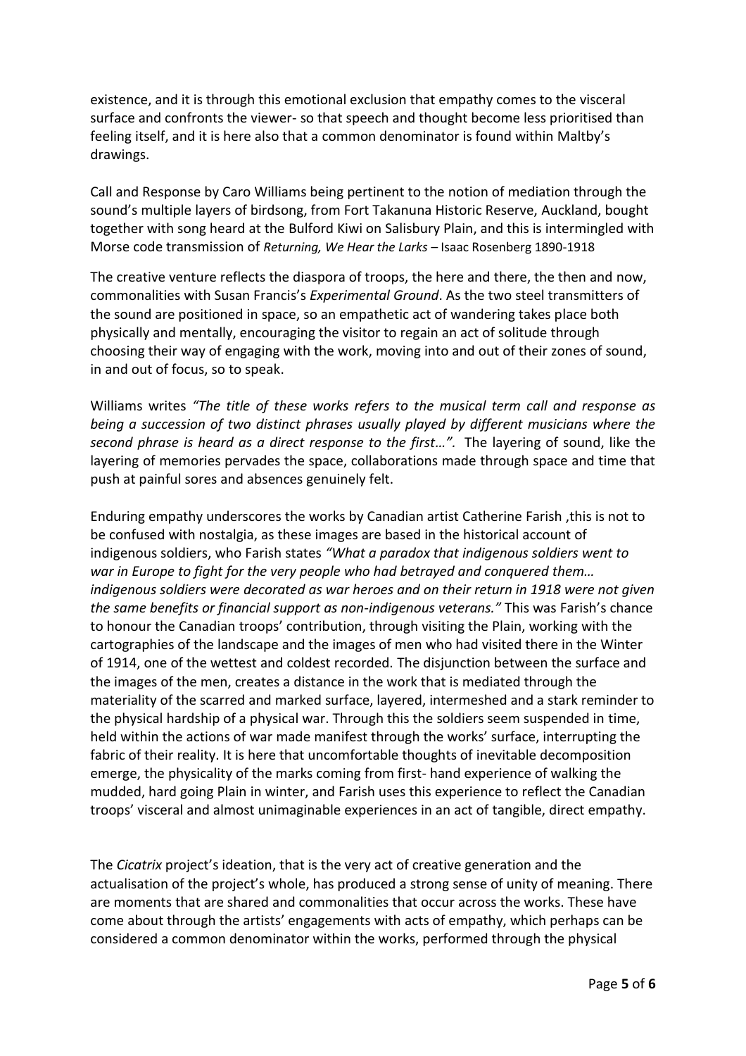existence, and it is through this emotional exclusion that empathy comes to the visceral surface and confronts the viewer- so that speech and thought become less prioritised than feeling itself, and it is here also that a common denominator is found within Maltby's drawings.

Call and Response by Caro Williams being pertinent to the notion of mediation through the sound's multiple layers of birdsong, from Fort Takanuna Historic Reserve, Auckland, bought together with song heard at the Bulford Kiwi on Salisbury Plain, and this is intermingled with Morse code transmission of *Returning, We Hear the Larks* – Isaac Rosenberg 1890-1918

The creative venture reflects the diaspora of troops, the here and there, the then and now, commonalities with Susan Francis's *Experimental Ground*. As the two steel transmitters of the sound are positioned in space, so an empathetic act of wandering takes place both physically and mentally, encouraging the visitor to regain an act of solitude through choosing their way of engaging with the work, moving into and out of their zones of sound, in and out of focus, so to speak.

Williams writes *"The title of these works refers to the musical term call and response as being a succession of two distinct phrases usually played by different musicians where the second phrase is heard as a direct response to the first…".* The layering of sound, like the layering of memories pervades the space, collaborations made through space and time that push at painful sores and absences genuinely felt.

Enduring empathy underscores the works by Canadian artist Catherine Farish ,this is not to be confused with nostalgia, as these images are based in the historical account of indigenous soldiers, who Farish states *"What a paradox that indigenous soldiers went to war in Europe to fight for the very people who had betrayed and conquered them… indigenous soldiers were decorated as war heroes and on their return in 1918 were not given the same benefits or financial support as non-indigenous veterans."* This was Farish's chance to honour the Canadian troops' contribution, through visiting the Plain, working with the cartographies of the landscape and the images of men who had visited there in the Winter of 1914, one of the wettest and coldest recorded. The disjunction between the surface and the images of the men, creates a distance in the work that is mediated through the materiality of the scarred and marked surface, layered, intermeshed and a stark reminder to the physical hardship of a physical war. Through this the soldiers seem suspended in time, held within the actions of war made manifest through the works' surface, interrupting the fabric of their reality. It is here that uncomfortable thoughts of inevitable decomposition emerge, the physicality of the marks coming from first- hand experience of walking the mudded, hard going Plain in winter, and Farish uses this experience to reflect the Canadian troops' visceral and almost unimaginable experiences in an act of tangible, direct empathy.

The *Cicatrix* project's ideation, that is the very act of creative generation and the actualisation of the project's whole, has produced a strong sense of unity of meaning. There are moments that are shared and commonalities that occur across the works. These have come about through the artists' engagements with acts of empathy, which perhaps can be considered a common denominator within the works, performed through the physical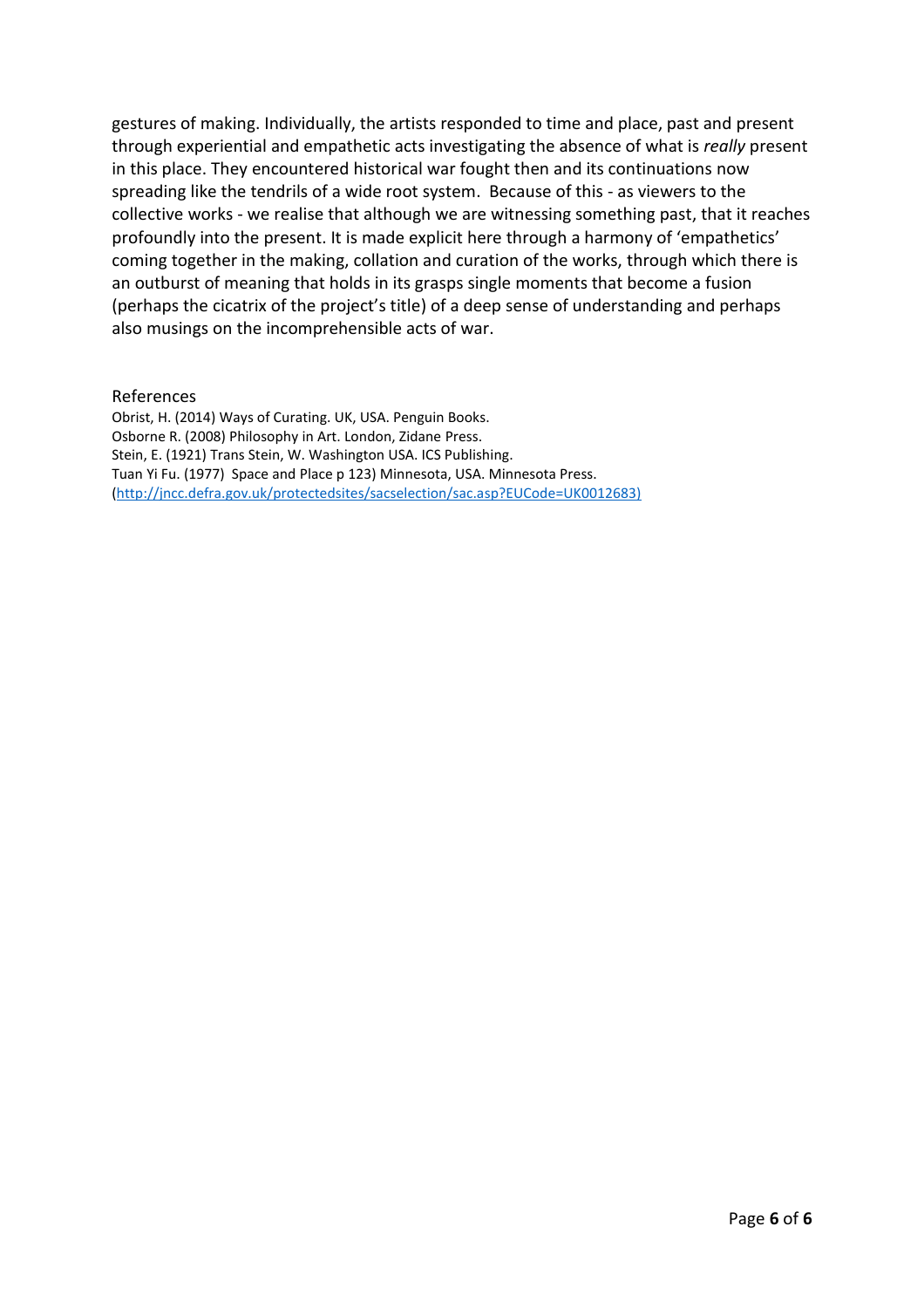gestures of making. Individually, the artists responded to time and place, past and present through experiential and empathetic acts investigating the absence of what is *really* present in this place. They encountered historical war fought then and its continuations now spreading like the tendrils of a wide root system. Because of this - as viewers to the collective works - we realise that although we are witnessing something past, that it reaches profoundly into the present. It is made explicit here through a harmony of 'empathetics' coming together in the making, collation and curation of the works, through which there is an outburst of meaning that holds in its grasps single moments that become a fusion (perhaps the cicatrix of the project's title) of a deep sense of understanding and perhaps also musings on the incomprehensible acts of war.

References

Obrist, H. (2014) Ways of Curating. UK, USA. Penguin Books.
Osborne R. (2008) Philosophy in Art. London, Zidane Press.
Stein, E. (1921) Trans Stein, W. Washington USA. ICS Publishing.
Tuan Yi Fu. (1977) Space and Place p 123) Minnesota, USA. Minnesota Press.
(http://jncc.defra.gov.uk/protectedsites/sacselection/sac.asp?EUCode=UK0012683)